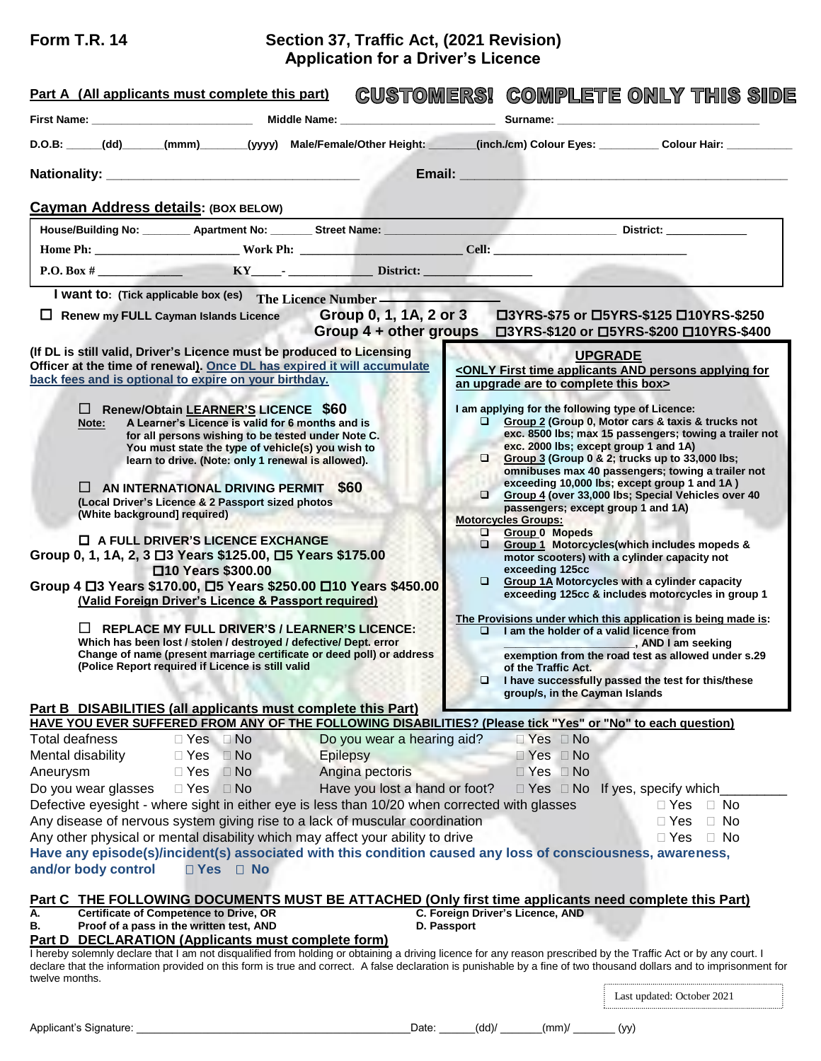**Form T.R. 14**

# Section 37, Traffic Act, (2021 Revision)
# Application for a Driver's Licence

## Part A (All applicants must complete this part) — CUSTOMERS! COMPLETE ONLY THIS SIDE

**First Name:** ______________________ **Middle Name:** ______________________ **Surname:** ______________________

**D.O.B:** _____(dd)_____(mmm)_______(yyyy) **Male/Female/Other Height:** ______(inch./cm) **Colour Eyes:** ________ **Colour Hair:** ________

**Nationality:** ______________________________ **Email:** ______________________________

**Cayman Address details: (BOX BELOW)**

**House/Building No:** ________ **Apartment No:** _______ **Street Name:** ______________________ **District:** ____________

**Home Ph:** ____________________ **Work Ph:** ____________________ **Cell:** ____________________

**P.O. Box #** ____________ **KY**____- ____________ **District:** ________________

**I want to: (Tick applicable box (es)** **The Licence Number** ______________

☐ **Renew my FULL Cayman Islands Licence** **Group 0, 1, 1A, 2 or 3** ☐3YRS-$75 or ☐5YRS-$125 ☐10YRS-$250
**Group 4 + other groups** ☐3YRS-$120 or ☐5YRS-$200 ☐10YRS-$400

**(If DL is still valid, Driver's Licence must be produced to Licensing Officer at the time of renewal). Once DL has expired it will accumulate back fees and is optional to expire on your birthday.**

☐ **Renew/Obtain LEARNER'S LICENCE $60**
**Note:** A Learner's Licence is valid for 6 months and is for all persons wishing to be tested under Note C. You must state the type of vehicle(s) you wish to learn to drive. (Note: only 1 renewal is allowed).

☐ **AN INTERNATIONAL DRIVING PERMIT $60**
**(Local Driver's Licence & 2 Passport sized photos (White background] required)**

☐ **A FULL DRIVER'S LICENCE EXCHANGE**
**Group 0, 1, 1A, 2, 3** ☐3 Years $125.00, ☐5 Years $175.00 ☐10 Years $300.00
**Group 4** ☐3 Years $170.00, ☐5 Years $250.00 ☐10 Years $450.00
**(Valid Foreign Driver's Licence & Passport required)**

☐ **REPLACE MY FULL DRIVER'S / LEARNER'S LICENCE:**
Which has been lost / stolen / destroyed / defective/ Dept. error
Change of name (present marriage certificate or deed poll) or address
(Police Report required if Licence is still valid

### UPGRADE

**<ONLY First time applicants AND persons applying for an upgrade are to complete this box>**

**I am applying for the following type of Licence:**

- ☐ **Group 2** (Group 0, Motor cars & taxis & trucks not exc. 8500 lbs; max 15 passengers; towing a trailer not exc. 2000 lbs; except group 1 and 1A)
- ☐ **Group 3** (Group 0 & 2; trucks up to 33,000 lbs; omnibuses max 40 passengers; towing a trailer not exceeding 10,000 lbs; except group 1 and 1A )
- ☐ **Group 4** (over 33,000 lbs; Special Vehicles over 40 passengers; except group 1 and 1A)

**Motorcycles Groups:**

- ☐ **Group 0** Mopeds
- ☐ **Group 1** Motorcycles(which includes mopeds & motor scooters) with a cylinder capacity not exceeding 125cc
- ☐ **Group 1A** Motorcycles with a cylinder capacity exceeding 125cc & includes motorcycles in group 1

**The Provisions under which this application is being made is:**

- ☐ I am the holder of a valid licence from ____________________, AND I am seeking exemption from the road test as allowed under s.29 of the Traffic Act.
- ☐ I have successfully passed the test for this/these group/s, in the Cayman Islands

## Part B DISABILITIES (all applicants must complete this Part)

**HAVE YOU EVER SUFFERED FROM ANY OF THE FOLLOWING DISABILITIES? (Please tick "Yes" or "No" to each question)**

| | | | |
|---|---|---|---|
| Total deafness | ☐ Yes ☐ No | Do you wear a hearing aid? | ☐ Yes ☐ No |
| Mental disability | ☐ Yes ☐ No | Epilepsy | ☐ Yes ☐ No |
| Aneurysm | ☐ Yes ☐ No | Angina pectoris | ☐ Yes ☐ No |
| Do you wear glasses | ☐ Yes ☐ No | Have you lost a hand or foot? | ☐ Yes ☐ No If yes, specify which________ |

Defective eyesight - where sight in either eye is less than 10/20 when corrected with glasses ☐ Yes ☐ No

Any disease of nervous system giving rise to a lack of muscular coordination ☐ Yes ☐ No

Any other physical or mental disability which may affect your ability to drive ☐ Yes ☐ No

**Have any episode(s)/incident(s) associated with this condition caused any loss of consciousness, awareness, and/or body control** ☐ **Yes** ☐ **No**

## Part C THE FOLLOWING DOCUMENTS MUST BE ATTACHED (Only first time applicants need complete this Part)

- **A.** Certificate of Competence to Drive, OR
- **B.** Proof of a pass in the written test, AND
- **C.** Foreign Driver's Licence, AND
- **D.** Passport

## Part D DECLARATION (Applicants must complete form)

I hereby solemnly declare that I am not disqualified from holding or obtaining a driving licence for any reason prescribed by the Traffic Act or by any court. I declare that the information provided on this form is true and correct. A false declaration is punishable by a fine of two thousand dollars and to imprisonment for twelve months.

Last updated: October 2021

Applicant's Signature: ________________________________________ Date: _____(dd)/ ______(mm)/ ______ (yy)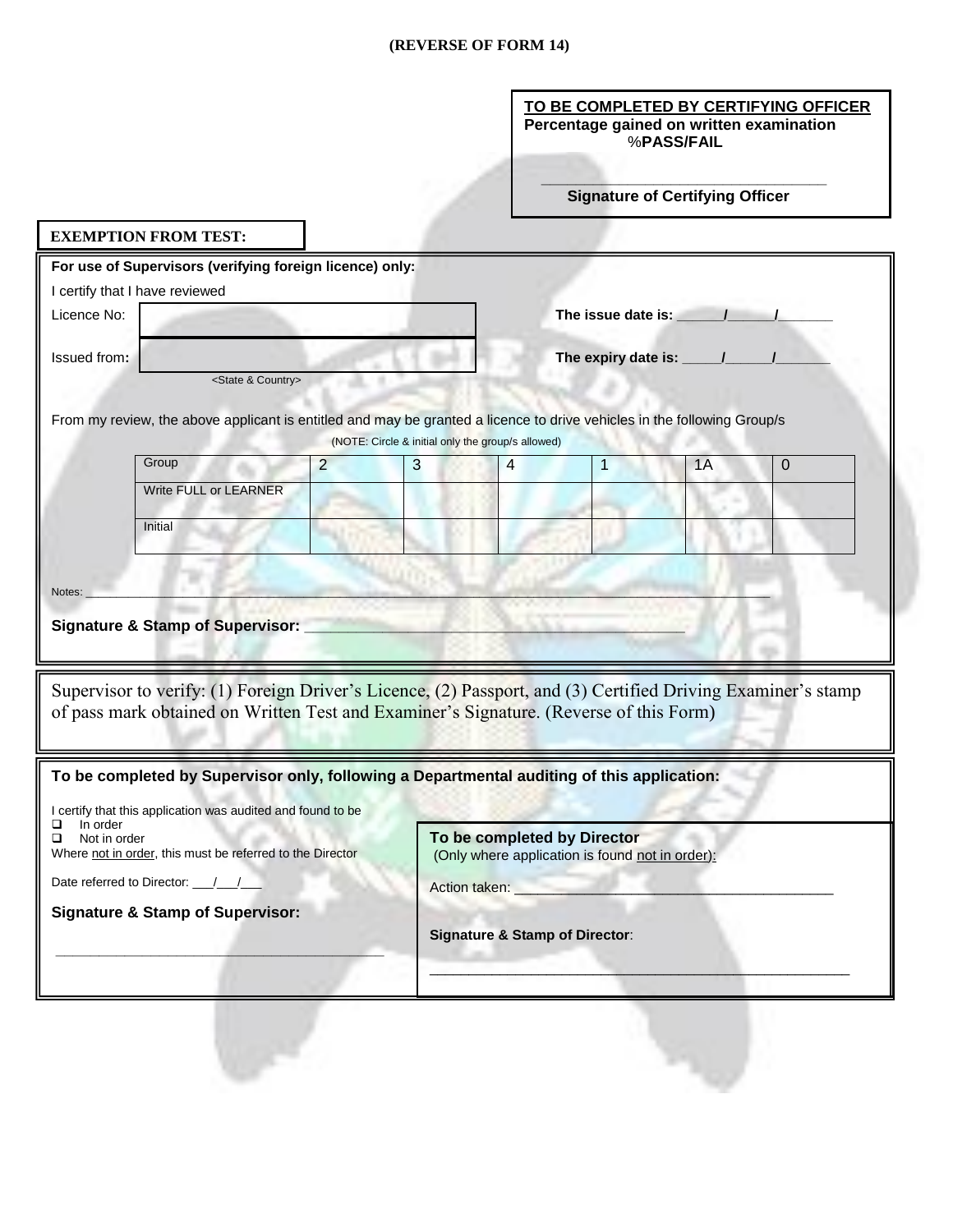**(REVERSE OF FORM 14)**

**TO BE COMPLETED BY CERTIFYING OFFICER**
**Percentage gained on written examination**
%**PASS/FAIL**

\_\_\_\_\_\_\_\_\_\_\_\_\_\_\_\_\_\_\_\_\_\_\_\_\_\_\_\_\_\_\_\_\_\_\_\_
**Signature of Certifying Officer**

**EXEMPTION FROM TEST:**

**For use of Supervisors (verifying foreign licence) only:**

I certify that I have reviewed

Licence No: \_\_\_\_\_\_\_\_\_\_\_\_\_\_\_\_\_\_\_\_ **The issue date is: \_\_\_\_\_\_/\_\_\_\_\_\_/\_\_\_\_\_\_\_**

Issued from**:** \_\_\_\_\_\_\_\_\_\_\_\_\_\_\_\_\_\_\_\_ **The expiry date is: \_\_\_\_\_/\_\_\_\_\_\_/\_\_\_\_\_\_\_**

<State & Country>

From my review, the above applicant is entitled and may be granted a licence to drive vehicles in the following Group/s

(NOTE: Circle & initial only the group/s allowed)

| Group | 2 | 3 | 4 | 1 | 1A | 0 |
|---|---|---|---|---|---|---|
| Write FULL or LEARNER | | | | | | |
| Initial | | | | | | |

Notes: \_\_\_\_\_\_\_\_\_\_\_\_\_\_\_\_\_\_\_\_\_\_\_\_\_\_\_\_\_\_\_\_\_\_\_\_\_\_\_\_\_\_\_\_\_\_\_\_\_\_\_\_\_\_\_\_\_\_\_\_\_\_\_\_\_\_\_\_\_\_\_\_\_\_\_\_\_\_

**Signature & Stamp of Supervisor:** \_\_\_\_\_\_\_\_\_\_\_\_\_\_\_\_\_\_\_\_\_\_\_\_\_\_\_\_\_\_\_\_\_\_\_\_\_\_\_\_\_\_\_\_

Supervisor to verify: (1) Foreign Driver's Licence, (2) Passport, and (3) Certified Driving Examiner's stamp of pass mark obtained on Written Test and Examiner's Signature. (Reverse of this Form)

**To be completed by Supervisor only, following a Departmental auditing of this application:**

I certify that this application was audited and found to be

- ❑ In order
- ❑ Not in order

Where not in order, this must be referred to the Director

Date referred to Director: \_\_\_/\_\_\_/\_\_\_

**Signature & Stamp of Supervisor:**

\_\_\_\_\_\_\_\_\_\_\_\_\_\_\_\_\_\_\_\_\_\_\_\_\_\_\_\_\_\_\_\_\_\_\_\_\_\_\_\_\_\_\_\_

**To be completed by Director**
(Only where application is found not in order):

Action taken: \_\_\_\_\_\_\_\_\_\_\_\_\_\_\_\_\_\_\_\_\_\_\_\_\_\_\_\_\_\_\_\_\_\_\_\_\_\_\_\_

**Signature & Stamp of Director**:

\_\_\_\_\_\_\_\_\_\_\_\_\_\_\_\_\_\_\_\_\_\_\_\_\_\_\_\_\_\_\_\_\_\_\_\_\_\_\_\_\_\_\_\_\_\_\_\_\_\_\_\_\_\_